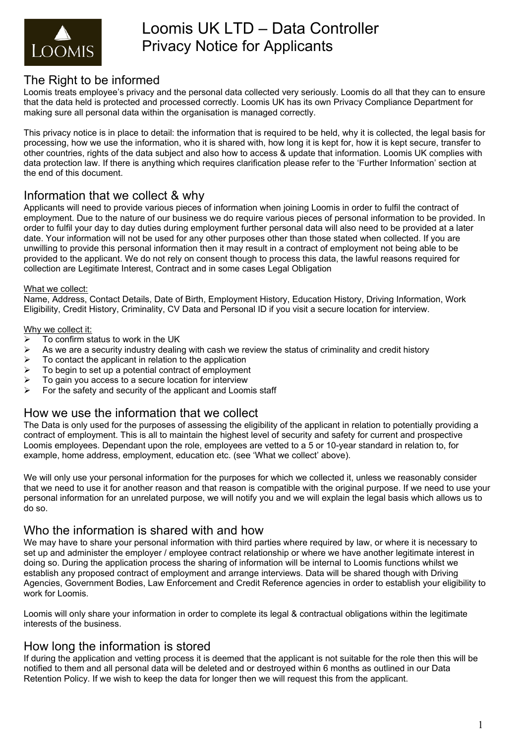# Loomis UK LTD – Data Controller
## Privacy Notice for Applicants

## The Right to be informed

Loomis treats employee's privacy and the personal data collected very seriously. Loomis do all that they can to ensure that the data held is protected and processed correctly. Loomis UK has its own Privacy Compliance Department for making sure all personal data within the organisation is managed correctly.

This privacy notice is in place to detail: the information that is required to be held, why it is collected, the legal basis for processing, how we use the information, who it is shared with, how long it is kept for, how it is kept secure, transfer to other countries, rights of the data subject and also how to access & update that information. Loomis UK complies with data protection law. If there is anything which requires clarification please refer to the 'Further Information' section at the end of this document.

## Information that we collect & why

Applicants will need to provide various pieces of information when joining Loomis in order to fulfil the contract of employment. Due to the nature of our business we do require various pieces of personal information to be provided. In order to fulfil your day to day duties during employment further personal data will also need to be provided at a later date. Your information will not be used for any other purposes other than those stated when collected. If you are unwilling to provide this personal information then it may result in a contract of employment not being able to be provided to the applicant. We do not rely on consent though to process this data, the lawful reasons required for collection are Legitimate Interest, Contract and in some cases Legal Obligation

What we collect:

Name, Address, Contact Details, Date of Birth, Employment History, Education History, Driving Information, Work Eligibility, Credit History, Criminality, CV Data and Personal ID if you visit a secure location for interview.

Why we collect it:

- To confirm status to work in the UK
- As we are a security industry dealing with cash we review the status of criminality and credit history
- To contact the applicant in relation to the application
- To begin to set up a potential contract of employment
- To gain you access to a secure location for interview
- For the safety and security of the applicant and Loomis staff

## How we use the information that we collect

The Data is only used for the purposes of assessing the eligibility of the applicant in relation to potentially providing a contract of employment. This is all to maintain the highest level of security and safety for current and prospective Loomis employees. Dependant upon the role, employees are vetted to a 5 or 10-year standard in relation to, for example, home address, employment, education etc. (see 'What we collect' above).

We will only use your personal information for the purposes for which we collected it, unless we reasonably consider that we need to use it for another reason and that reason is compatible with the original purpose. If we need to use your personal information for an unrelated purpose, we will notify you and we will explain the legal basis which allows us to do so.

## Who the information is shared with and how

We may have to share your personal information with third parties where required by law, or where it is necessary to set up and administer the employer / employee contract relationship or where we have another legitimate interest in doing so. During the application process the sharing of information will be internal to Loomis functions whilst we establish any proposed contract of employment and arrange interviews. Data will be shared though with Driving Agencies, Government Bodies, Law Enforcement and Credit Reference agencies in order to establish your eligibility to work for Loomis.

Loomis will only share your information in order to complete its legal & contractual obligations within the legitimate interests of the business.

## How long the information is stored

If during the application and vetting process it is deemed that the applicant is not suitable for the role then this will be notified to them and all personal data will be deleted and or destroyed within 6 months as outlined in our Data Retention Policy. If we wish to keep the data for longer then we will request this from the applicant.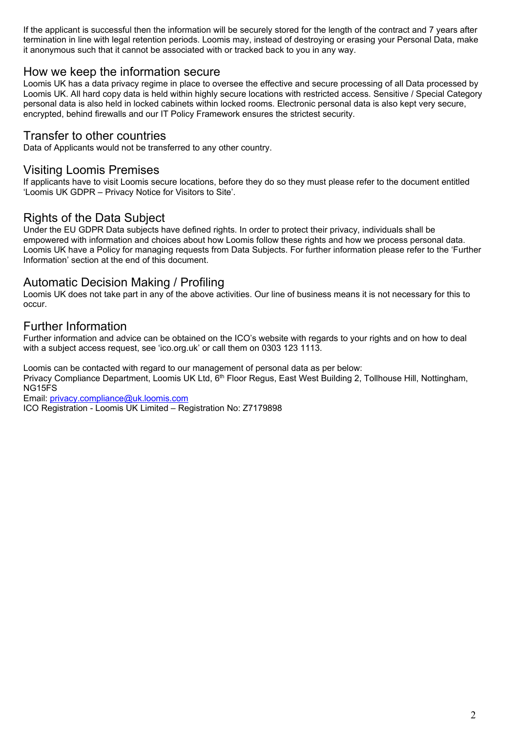If the applicant is successful then the information will be securely stored for the length of the contract and 7 years after termination in line with legal retention periods. Loomis may, instead of destroying or erasing your Personal Data, make it anonymous such that it cannot be associated with or tracked back to you in any way.

## How we keep the information secure

Loomis UK has a data privacy regime in place to oversee the effective and secure processing of all Data processed by Loomis UK. All hard copy data is held within highly secure locations with restricted access. Sensitive / Special Category personal data is also held in locked cabinets within locked rooms. Electronic personal data is also kept very secure, encrypted, behind firewalls and our IT Policy Framework ensures the strictest security.

## Transfer to other countries

Data of Applicants would not be transferred to any other country.

## Visiting Loomis Premises

If applicants have to visit Loomis secure locations, before they do so they must please refer to the document entitled 'Loomis UK GDPR – Privacy Notice for Visitors to Site'.

## Rights of the Data Subject

Under the EU GDPR Data subjects have defined rights. In order to protect their privacy, individuals shall be empowered with information and choices about how Loomis follow these rights and how we process personal data. Loomis UK have a Policy for managing requests from Data Subjects. For further information please refer to the 'Further Information' section at the end of this document.

## Automatic Decision Making / Profiling

Loomis UK does not take part in any of the above activities. Our line of business means it is not necessary for this to occur.

## Further Information

Further information and advice can be obtained on the ICO's website with regards to your rights and on how to deal with a subject access request, see 'ico.org.uk' or call them on 0303 123 1113.

Loomis can be contacted with regard to our management of personal data as per below:
Privacy Compliance Department, Loomis UK Ltd, 6th Floor Regus, East West Building 2, Tollhouse Hill, Nottingham, NG15FS
Email: privacy.compliance@uk.loomis.com
ICO Registration - Loomis UK Limited – Registration No: Z7179898